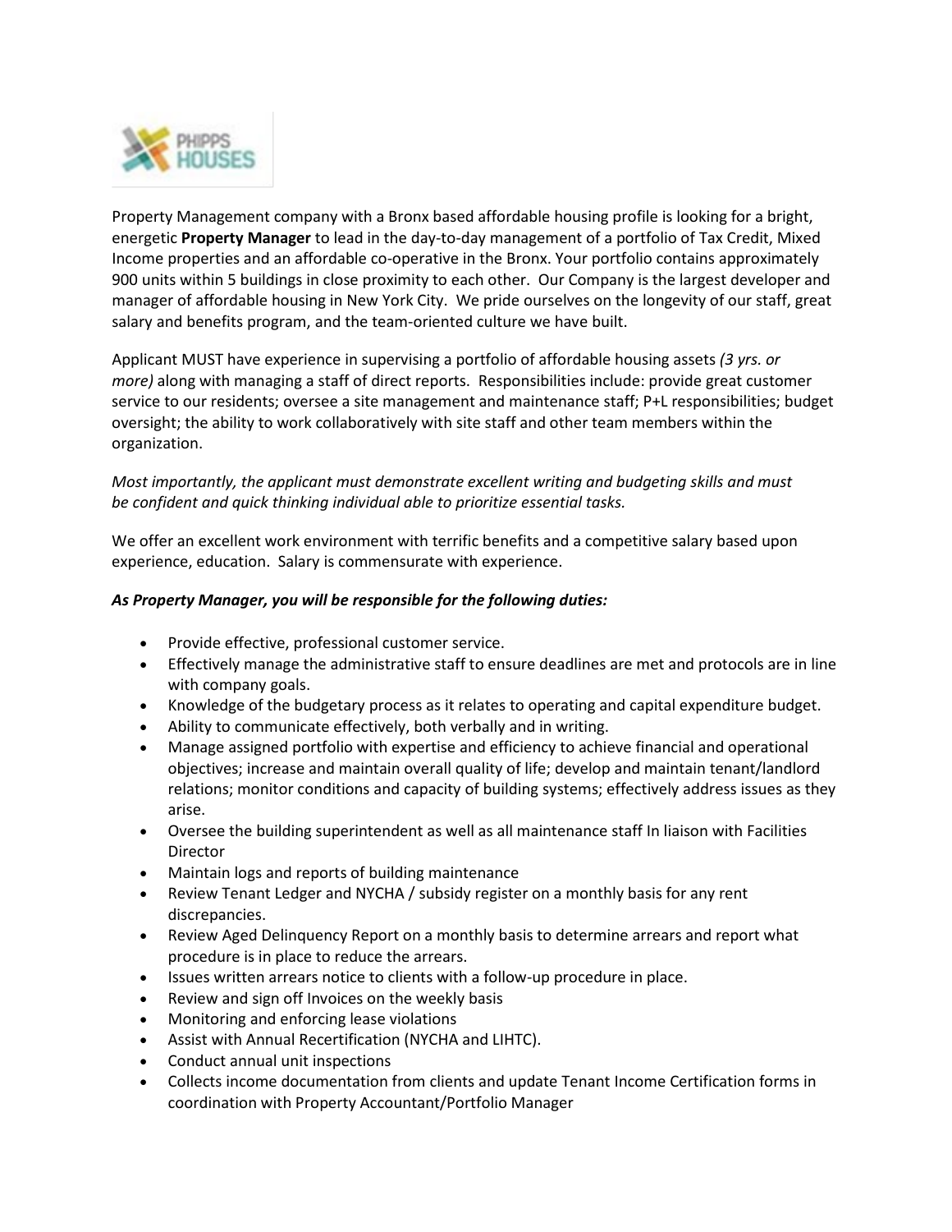Property Management company with a Bronx based affordable housing profile is looking for a bright, energetic **Property Manager** to lead in the day-to-day management of a portfolio of Tax Credit, Mixed Income properties and an affordable co-operative in the Bronx. Your portfolio contains approximately 900 units within 5 buildings in close proximity to each other. Our Company is the largest developer and manager of affordable housing in New York City. We pride ourselves on the longevity of our staff, great salary and benefits program, and the team-oriented culture we have built.

Applicant MUST have experience in supervising a portfolio of affordable housing assets *(3 yrs. or more)* along with managing a staff of direct reports. Responsibilities include: provide great customer service to our residents; oversee a site management and maintenance staff; P+L responsibilities; budget oversight; the ability to work collaboratively with site staff and other team members within the organization.

*Most importantly, the applicant must demonstrate excellent writing and budgeting skills and must be confident and quick thinking individual able to prioritize essential tasks.*

We offer an excellent work environment with terrific benefits and a competitive salary based upon experience, education. Salary is commensurate with experience.

***As Property Manager, you will be responsible for the following duties:***

- Provide effective, professional customer service.
- Effectively manage the administrative staff to ensure deadlines are met and protocols are in line with company goals.
- Knowledge of the budgetary process as it relates to operating and capital expenditure budget.
- Ability to communicate effectively, both verbally and in writing.
- Manage assigned portfolio with expertise and efficiency to achieve financial and operational objectives; increase and maintain overall quality of life; develop and maintain tenant/landlord relations; monitor conditions and capacity of building systems; effectively address issues as they arise.
- Oversee the building superintendent as well as all maintenance staff In liaison with Facilities Director
- Maintain logs and reports of building maintenance
- Review Tenant Ledger and NYCHA / subsidy register on a monthly basis for any rent discrepancies.
- Review Aged Delinquency Report on a monthly basis to determine arrears and report what procedure is in place to reduce the arrears.
- Issues written arrears notice to clients with a follow-up procedure in place.
- Review and sign off Invoices on the weekly basis
- Monitoring and enforcing lease violations
- Assist with Annual Recertification (NYCHA and LIHTC).
- Conduct annual unit inspections
- Collects income documentation from clients and update Tenant Income Certification forms in coordination with Property Accountant/Portfolio Manager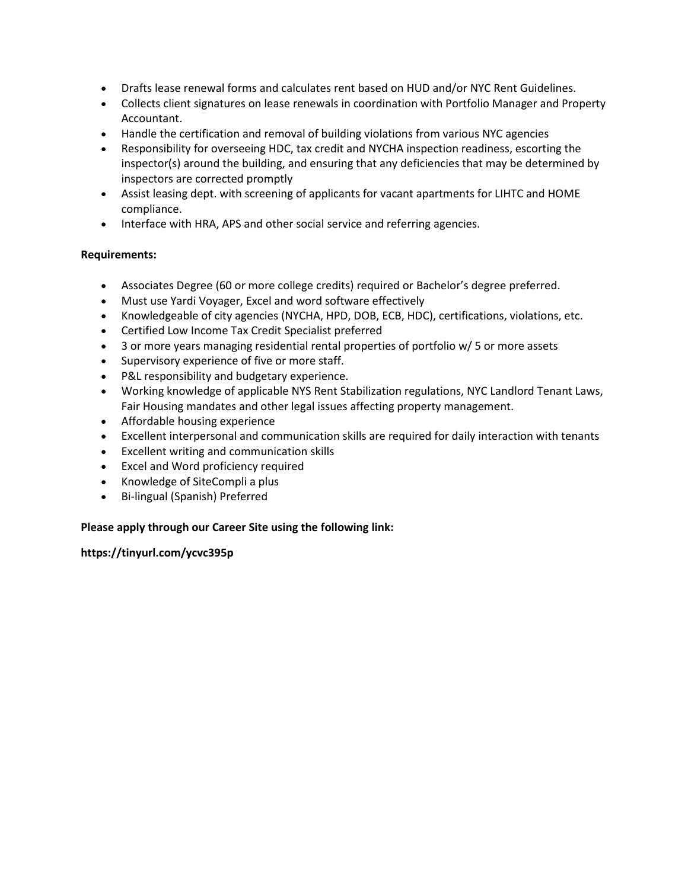- Drafts lease renewal forms and calculates rent based on HUD and/or NYC Rent Guidelines.
- Collects client signatures on lease renewals in coordination with Portfolio Manager and Property Accountant.
- Handle the certification and removal of building violations from various NYC agencies
- Responsibility for overseeing HDC, tax credit and NYCHA inspection readiness, escorting the inspector(s) around the building, and ensuring that any deficiencies that may be determined by inspectors are corrected promptly
- Assist leasing dept. with screening of applicants for vacant apartments for LIHTC and HOME compliance.
- Interface with HRA, APS and other social service and referring agencies.

**Requirements:**

- Associates Degree (60 or more college credits) required or Bachelor's degree preferred.
- Must use Yardi Voyager, Excel and word software effectively
- Knowledgeable of city agencies (NYCHA, HPD, DOB, ECB, HDC), certifications, violations, etc.
- Certified Low Income Tax Credit Specialist preferred
- 3 or more years managing residential rental properties of portfolio w/ 5 or more assets
- Supervisory experience of five or more staff.
- P&L responsibility and budgetary experience.
- Working knowledge of applicable NYS Rent Stabilization regulations, NYC Landlord Tenant Laws, Fair Housing mandates and other legal issues affecting property management.
- Affordable housing experience
- Excellent interpersonal and communication skills are required for daily interaction with tenants
- Excellent writing and communication skills
- Excel and Word proficiency required
- Knowledge of SiteCompli a plus
- Bi-lingual (Spanish) Preferred

**Please apply through our Career Site using the following link:**

**https://tinyurl.com/ycvc395p**